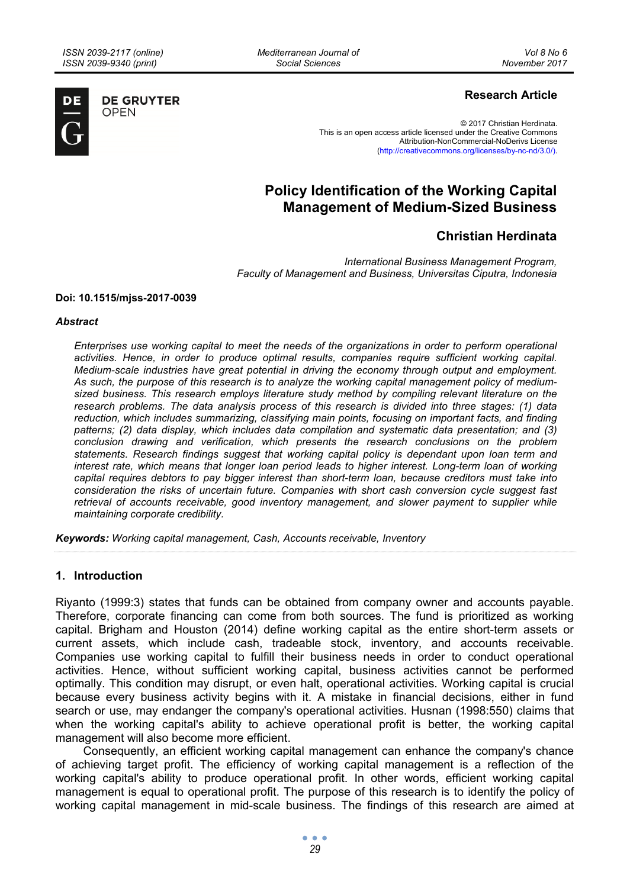Research Article

© 2017 Christian Herdinata.
This is an open access article licensed under the Creative Commons Attribution-NonCommercial-NoDerivs License (http://creativecommons.org/licenses/by-nc-nd/3.0/).

# Policy Identification of the Working Capital Management of Medium-Sized Business

## Christian Herdinata

*International Business Management Program,*
*Faculty of Management and Business, Universitas Ciputra, Indonesia*

**Doi: 10.1515/mjss-2017-0039**

***Abstract***

*Enterprises use working capital to meet the needs of the organizations in order to perform operational activities. Hence, in order to produce optimal results, companies require sufficient working capital. Medium-scale industries have great potential in driving the economy through output and employment. As such, the purpose of this research is to analyze the working capital management policy of medium-sized business. This research employs literature study method by compiling relevant literature on the research problems. The data analysis process of this research is divided into three stages: (1) data reduction, which includes summarizing, classifying main points, focusing on important facts, and finding patterns; (2) data display, which includes data compilation and systematic data presentation; and (3) conclusion drawing and verification, which presents the research conclusions on the problem statements. Research findings suggest that working capital policy is dependant upon loan term and interest rate, which means that longer loan period leads to higher interest. Long-term loan of working capital requires debtors to pay bigger interest than short-term loan, because creditors must take into consideration the risks of uncertain future. Companies with short cash conversion cycle suggest fast retrieval of accounts receivable, good inventory management, and slower payment to supplier while maintaining corporate credibility.*

**Keywords:** *Working capital management, Cash, Accounts receivable, Inventory*

## 1. Introduction

Riyanto (1999:3) states that funds can be obtained from company owner and accounts payable. Therefore, corporate financing can come from both sources. The fund is prioritized as working capital. Brigham and Houston (2014) define working capital as the entire short-term assets or current assets, which include cash, tradeable stock, inventory, and accounts receivable. Companies use working capital to fulfill their business needs in order to conduct operational activities. Hence, without sufficient working capital, business activities cannot be performed optimally. This condition may disrupt, or even halt, operational activities. Working capital is crucial because every business activity begins with it. A mistake in financial decisions, either in fund search or use, may endanger the company's operational activities. Husnan (1998:550) claims that when the working capital's ability to achieve operational profit is better, the working capital management will also become more efficient.

Consequently, an efficient working capital management can enhance the company's chance of achieving target profit. The efficiency of working capital management is a reflection of the working capital's ability to produce operational profit. In other words, efficient working capital management is equal to operational profit. The purpose of this research is to identify the policy of working capital management in mid-scale business. The findings of this research are aimed at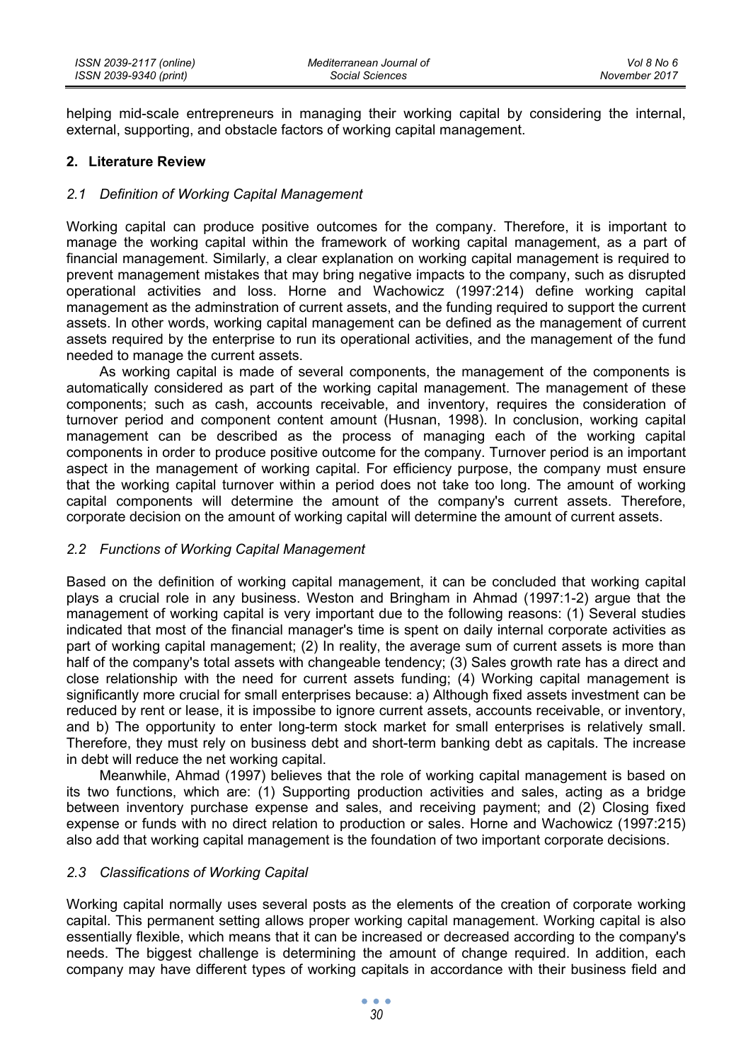helping mid-scale entrepreneurs in managing their working capital by considering the internal, external, supporting, and obstacle factors of working capital management.

## 2. Literature Review

### *2.1 Definition of Working Capital Management*

Working capital can produce positive outcomes for the company. Therefore, it is important to manage the working capital within the framework of working capital management, as a part of financial management. Similarly, a clear explanation on working capital management is required to prevent management mistakes that may bring negative impacts to the company, such as disrupted operational activities and loss. Horne and Wachowicz (1997:214) define working capital management as the adminstration of current assets, and the funding required to support the current assets. In other words, working capital management can be defined as the management of current assets required by the enterprise to run its operational activities, and the management of the fund needed to manage the current assets.

As working capital is made of several components, the management of the components is automatically considered as part of the working capital management. The management of these components; such as cash, accounts receivable, and inventory, requires the consideration of turnover period and component content amount (Husnan, 1998). In conclusion, working capital management can be described as the process of managing each of the working capital components in order to produce positive outcome for the company. Turnover period is an important aspect in the management of working capital. For efficiency purpose, the company must ensure that the working capital turnover within a period does not take too long. The amount of working capital components will determine the amount of the company's current assets. Therefore, corporate decision on the amount of working capital will determine the amount of current assets.

### *2.2 Functions of Working Capital Management*

Based on the definition of working capital management, it can be concluded that working capital plays a crucial role in any business. Weston and Bringham in Ahmad (1997:1-2) argue that the management of working capital is very important due to the following reasons: (1) Several studies indicated that most of the financial manager's time is spent on daily internal corporate activities as part of working capital management; (2) In reality, the average sum of current assets is more than half of the company's total assets with changeable tendency; (3) Sales growth rate has a direct and close relationship with the need for current assets funding; (4) Working capital management is significantly more crucial for small enterprises because: a) Although fixed assets investment can be reduced by rent or lease, it is impossibe to ignore current assets, accounts receivable, or inventory, and b) The opportunity to enter long-term stock market for small enterprises is relatively small. Therefore, they must rely on business debt and short-term banking debt as capitals. The increase in debt will reduce the net working capital.

Meanwhile, Ahmad (1997) believes that the role of working capital management is based on its two functions, which are: (1) Supporting production activities and sales, acting as a bridge between inventory purchase expense and sales, and receiving payment; and (2) Closing fixed expense or funds with no direct relation to production or sales. Horne and Wachowicz (1997:215) also add that working capital management is the foundation of two important corporate decisions.

### *2.3 Classifications of Working Capital*

Working capital normally uses several posts as the elements of the creation of corporate working capital. This permanent setting allows proper working capital management. Working capital is also essentially flexible, which means that it can be increased or decreased according to the company's needs. The biggest challenge is determining the amount of change required. In addition, each company may have different types of working capitals in accordance with their business field and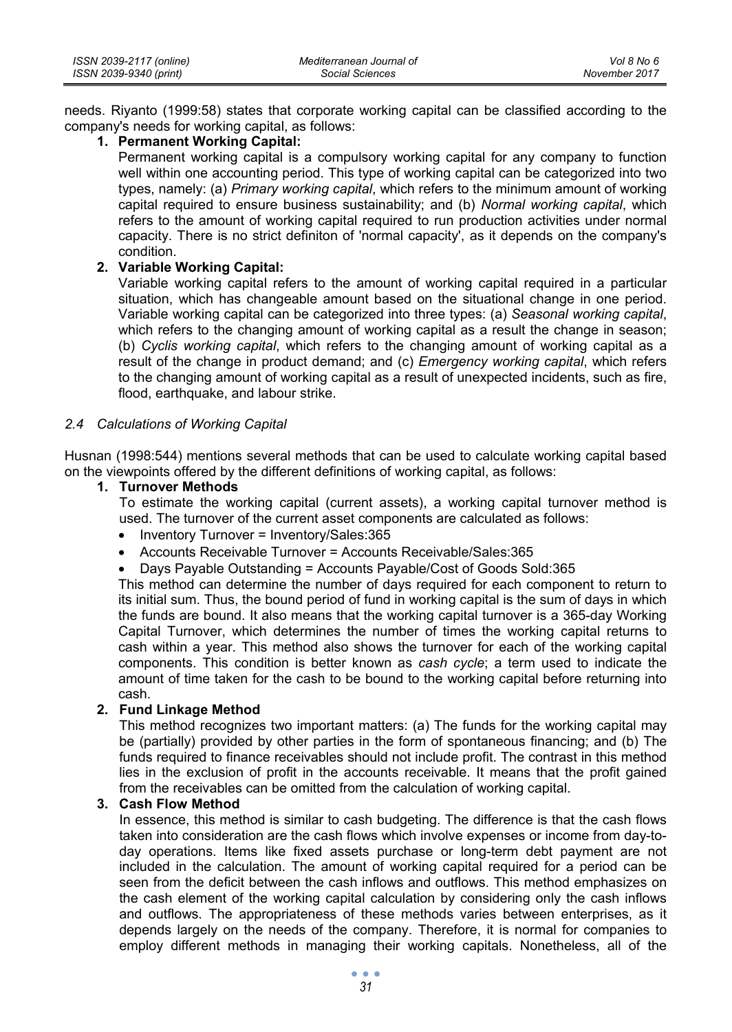needs. Riyanto (1999:58) states that corporate working capital can be classified according to the company's needs for working capital, as follows:

1. **Permanent Working Capital:**
   Permanent working capital is a compulsory working capital for any company to function well within one accounting period. This type of working capital can be categorized into two types, namely: (a) *Primary working capital*, which refers to the minimum amount of working capital required to ensure business sustainability; and (b) *Normal working capital*, which refers to the amount of working capital required to run production activities under normal capacity. There is no strict definiton of 'normal capacity', as it depends on the company's condition.

2. **Variable Working Capital:**
   Variable working capital refers to the amount of working capital required in a particular situation, which has changeable amount based on the situational change in one period. Variable working capital can be categorized into three types: (a) *Seasonal working capital*, which refers to the changing amount of working capital as a result the change in season; (b) *Cyclis working capital*, which refers to the changing amount of working capital as a result of the change in product demand; and (c) *Emergency working capital*, which refers to the changing amount of working capital as a result of unexpected incidents, such as fire, flood, earthquake, and labour strike.

### *2.4 Calculations of Working Capital*

Husnan (1998:544) mentions several methods that can be used to calculate working capital based on the viewpoints offered by the different definitions of working capital, as follows:

1. **Turnover Methods**
   To estimate the working capital (current assets), a working capital turnover method is used. The turnover of the current asset components are calculated as follows:
   - Inventory Turnover = Inventory/Sales:365
   - Accounts Receivable Turnover = Accounts Receivable/Sales:365
   - Days Payable Outstanding = Accounts Payable/Cost of Goods Sold:365

   This method can determine the number of days required for each component to return to its initial sum. Thus, the bound period of fund in working capital is the sum of days in which the funds are bound. It also means that the working capital turnover is a 365-day Working Capital Turnover, which determines the number of times the working capital returns to cash within a year. This method also shows the turnover for each of the working capital components. This condition is better known as *cash cycle*; a term used to indicate the amount of time taken for the cash to be bound to the working capital before returning into cash.

2. **Fund Linkage Method**
   This method recognizes two important matters: (a) The funds for the working capital may be (partially) provided by other parties in the form of spontaneous financing; and (b) The funds required to finance receivables should not include profit. The contrast in this method lies in the exclusion of profit in the accounts receivable. It means that the profit gained from the receivables can be omitted from the calculation of working capital.

3. **Cash Flow Method**
   In essence, this method is similar to cash budgeting. The difference is that the cash flows taken into consideration are the cash flows which involve expenses or income from day-to-day operations. Items like fixed assets purchase or long-term debt payment are not included in the calculation. The amount of working capital required for a period can be seen from the deficit between the cash inflows and outflows. This method emphasizes on the cash element of the working capital calculation by considering only the cash inflows and outflows. The appropriateness of these methods varies between enterprises, as it depends largely on the needs of the company. Therefore, it is normal for companies to employ different methods in managing their working capitals. Nonetheless, all of the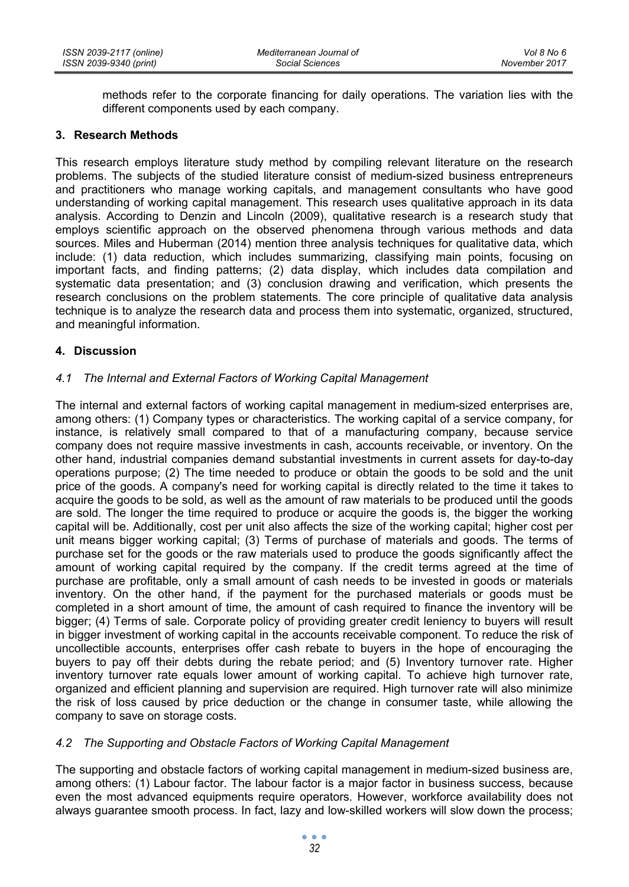methods refer to the corporate financing for daily operations. The variation lies with the different components used by each company.

## 3. Research Methods

This research employs literature study method by compiling relevant literature on the research problems. The subjects of the studied literature consist of medium-sized business entrepreneurs and practitioners who manage working capitals, and management consultants who have good understanding of working capital management. This research uses qualitative approach in its data analysis. According to Denzin and Lincoln (2009), qualitative research is a research study that employs scientific approach on the observed phenomena through various methods and data sources. Miles and Huberman (2014) mention three analysis techniques for qualitative data, which include: (1) data reduction, which includes summarizing, classifying main points, focusing on important facts, and finding patterns; (2) data display, which includes data compilation and systematic data presentation; and (3) conclusion drawing and verification, which presents the research conclusions on the problem statements. The core principle of qualitative data analysis technique is to analyze the research data and process them into systematic, organized, structured, and meaningful information.

## 4. Discussion

### *4.1 The Internal and External Factors of Working Capital Management*

The internal and external factors of working capital management in medium-sized enterprises are, among others: (1) Company types or characteristics. The working capital of a service company, for instance, is relatively small compared to that of a manufacturing company, because service company does not require massive investments in cash, accounts receivable, or inventory. On the other hand, industrial companies demand substantial investments in current assets for day-to-day operations purpose; (2) The time needed to produce or obtain the goods to be sold and the unit price of the goods. A company's need for working capital is directly related to the time it takes to acquire the goods to be sold, as well as the amount of raw materials to be produced until the goods are sold. The longer the time required to produce or acquire the goods is, the bigger the working capital will be. Additionally, cost per unit also affects the size of the working capital; higher cost per unit means bigger working capital; (3) Terms of purchase of materials and goods. The terms of purchase set for the goods or the raw materials used to produce the goods significantly affect the amount of working capital required by the company. If the credit terms agreed at the time of purchase are profitable, only a small amount of cash needs to be invested in goods or materials inventory. On the other hand, if the payment for the purchased materials or goods must be completed in a short amount of time, the amount of cash required to finance the inventory will be bigger; (4) Terms of sale. Corporate policy of providing greater credit leniency to buyers will result in bigger investment of working capital in the accounts receivable component. To reduce the risk of uncollectible accounts, enterprises offer cash rebate to buyers in the hope of encouraging the buyers to pay off their debts during the rebate period; and (5) Inventory turnover rate. Higher inventory turnover rate equals lower amount of working capital. To achieve high turnover rate, organized and efficient planning and supervision are required. High turnover rate will also minimize the risk of loss caused by price deduction or the change in consumer taste, while allowing the company to save on storage costs.

### *4.2 The Supporting and Obstacle Factors of Working Capital Management*

The supporting and obstacle factors of working capital management in medium-sized business are, among others: (1) Labour factor. The labour factor is a major factor in business success, because even the most advanced equipments require operators. However, workforce availability does not always guarantee smooth process. In fact, lazy and low-skilled workers will slow down the process;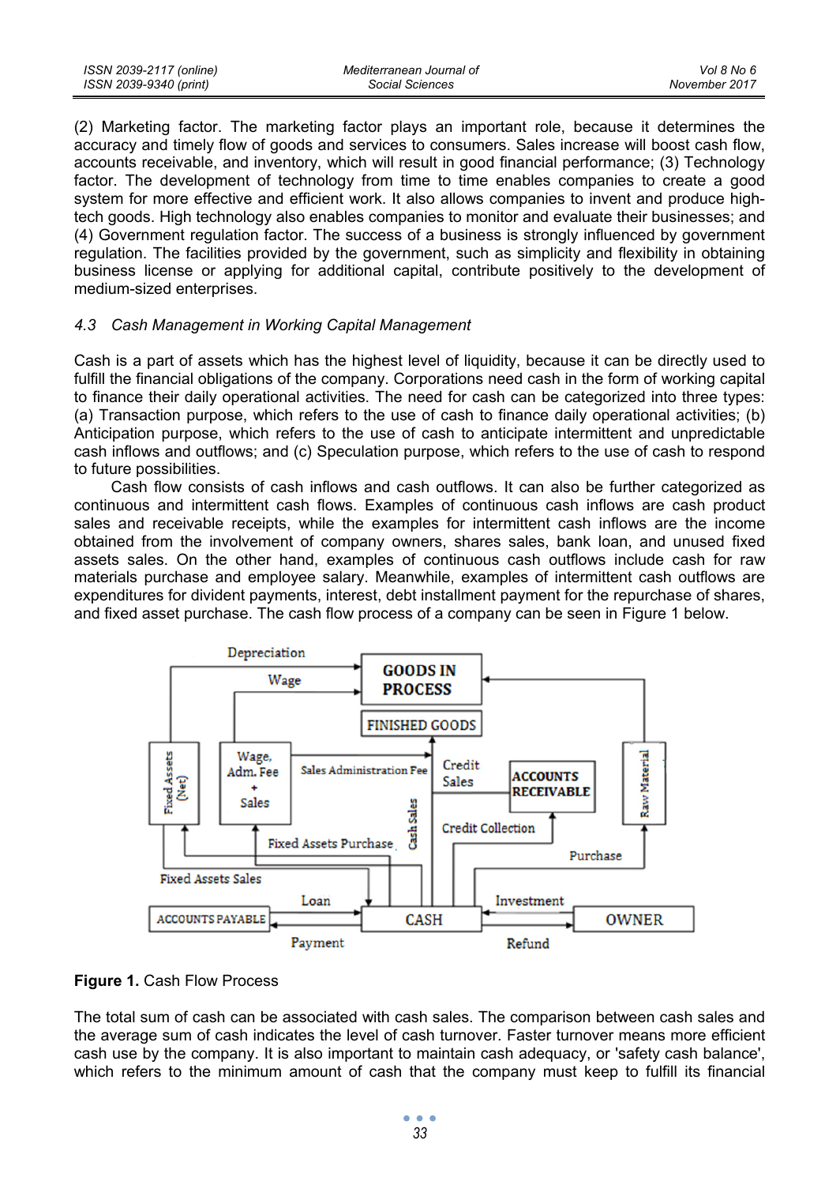(2) Marketing factor. The marketing factor plays an important role, because it determines the accuracy and timely flow of goods and services to consumers. Sales increase will boost cash flow, accounts receivable, and inventory, which will result in good financial performance; (3) Technology factor. The development of technology from time to time enables companies to create a good system for more effective and efficient work. It also allows companies to invent and produce high-tech goods. High technology also enables companies to monitor and evaluate their businesses; and (4) Government regulation factor. The success of a business is strongly influenced by government regulation. The facilities provided by the government, such as simplicity and flexibility in obtaining business license or applying for additional capital, contribute positively to the development of medium-sized enterprises.

### *4.3 Cash Management in Working Capital Management*

Cash is a part of assets which has the highest level of liquidity, because it can be directly used to fulfill the financial obligations of the company. Corporations need cash in the form of working capital to finance their daily operational activities. The need for cash can be categorized into three types: (a) Transaction purpose, which refers to the use of cash to finance daily operational activities; (b) Anticipation purpose, which refers to the use of cash to anticipate intermittent and unpredictable cash inflows and outflows; and (c) Speculation purpose, which refers to the use of cash to respond to future possibilities.

Cash flow consists of cash inflows and cash outflows. It can also be further categorized as continuous and intermittent cash flows. Examples of continuous cash inflows are cash product sales and receivable receipts, while the examples for intermittent cash inflows are the income obtained from the involvement of company owners, shares sales, bank loan, and unused fixed assets sales. On the other hand, examples of continuous cash outflows include cash for raw materials purchase and employee salary. Meanwhile, examples of intermittent cash outflows are expenditures for divident payments, interest, debt installment payment for the repurchase of shares, and fixed asset purchase. The cash flow process of a company can be seen in Figure 1 below.

**Figure 1.** Cash Flow Process

The total sum of cash can be associated with cash sales. The comparison between cash sales and the average sum of cash indicates the level of cash turnover. Faster turnover means more efficient cash use by the company. It is also important to maintain cash adequacy, or 'safety cash balance', which refers to the minimum amount of cash that the company must keep to fulfill its financial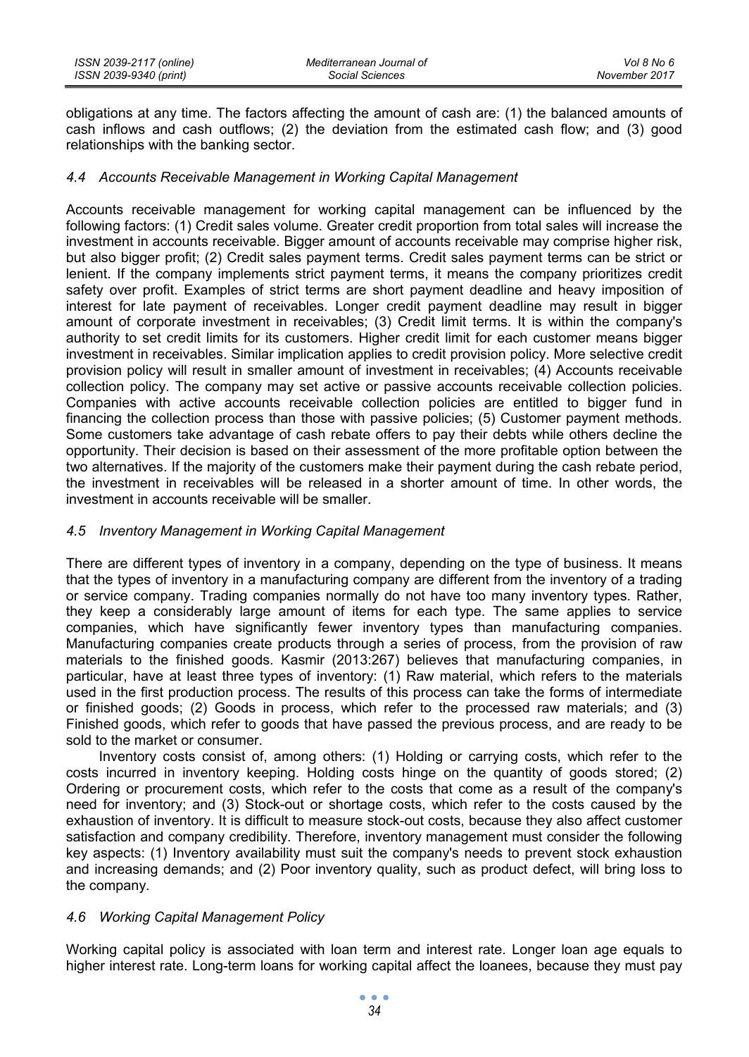obligations at any time. The factors affecting the amount of cash are: (1) the balanced amounts of cash inflows and cash outflows; (2) the deviation from the estimated cash flow; and (3) good relationships with the banking sector.

### *4.4 Accounts Receivable Management in Working Capital Management*

Accounts receivable management for working capital management can be influenced by the following factors: (1) Credit sales volume. Greater credit proportion from total sales will increase the investment in accounts receivable. Bigger amount of accounts receivable may comprise higher risk, but also bigger profit; (2) Credit sales payment terms. Credit sales payment terms can be strict or lenient. If the company implements strict payment terms, it means the company prioritizes credit safety over profit. Examples of strict terms are short payment deadline and heavy imposition of interest for late payment of receivables. Longer credit payment deadline may result in bigger amount of corporate investment in receivables; (3) Credit limit terms. It is within the company's authority to set credit limits for its customers. Higher credit limit for each customer means bigger investment in receivables. Similar implication applies to credit provision policy. More selective credit provision policy will result in smaller amount of investment in receivables; (4) Accounts receivable collection policy. The company may set active or passive accounts receivable collection policies. Companies with active accounts receivable collection policies are entitled to bigger fund in financing the collection process than those with passive policies; (5) Customer payment methods. Some customers take advantage of cash rebate offers to pay their debts while others decline the opportunity. Their decision is based on their assessment of the more profitable option between the two alternatives. If the majority of the customers make their payment during the cash rebate period, the investment in receivables will be released in a shorter amount of time. In other words, the investment in accounts receivable will be smaller.

### *4.5 Inventory Management in Working Capital Management*

There are different types of inventory in a company, depending on the type of business. It means that the types of inventory in a manufacturing company are different from the inventory of a trading or service company. Trading companies normally do not have too many inventory types. Rather, they keep a considerably large amount of items for each type. The same applies to service companies, which have significantly fewer inventory types than manufacturing companies. Manufacturing companies create products through a series of process, from the provision of raw materials to the finished goods. Kasmir (2013:267) believes that manufacturing companies, in particular, have at least three types of inventory: (1) Raw material, which refers to the materials used in the first production process. The results of this process can take the forms of intermediate or finished goods; (2) Goods in process, which refer to the processed raw materials; and (3) Finished goods, which refer to goods that have passed the previous process, and are ready to be sold to the market or consumer.

Inventory costs consist of, among others: (1) Holding or carrying costs, which refer to the costs incurred in inventory keeping. Holding costs hinge on the quantity of goods stored; (2) Ordering or procurement costs, which refer to the costs that come as a result of the company's need for inventory; and (3) Stock-out or shortage costs, which refer to the costs caused by the exhaustion of inventory. It is difficult to measure stock-out costs, because they also affect customer satisfaction and company credibility. Therefore, inventory management must consider the following key aspects: (1) Inventory availability must suit the company's needs to prevent stock exhaustion and increasing demands; and (2) Poor inventory quality, such as product defect, will bring loss to the company.

### *4.6 Working Capital Management Policy*

Working capital policy is associated with loan term and interest rate. Longer loan age equals to higher interest rate. Long-term loans for working capital affect the loanees, because they must pay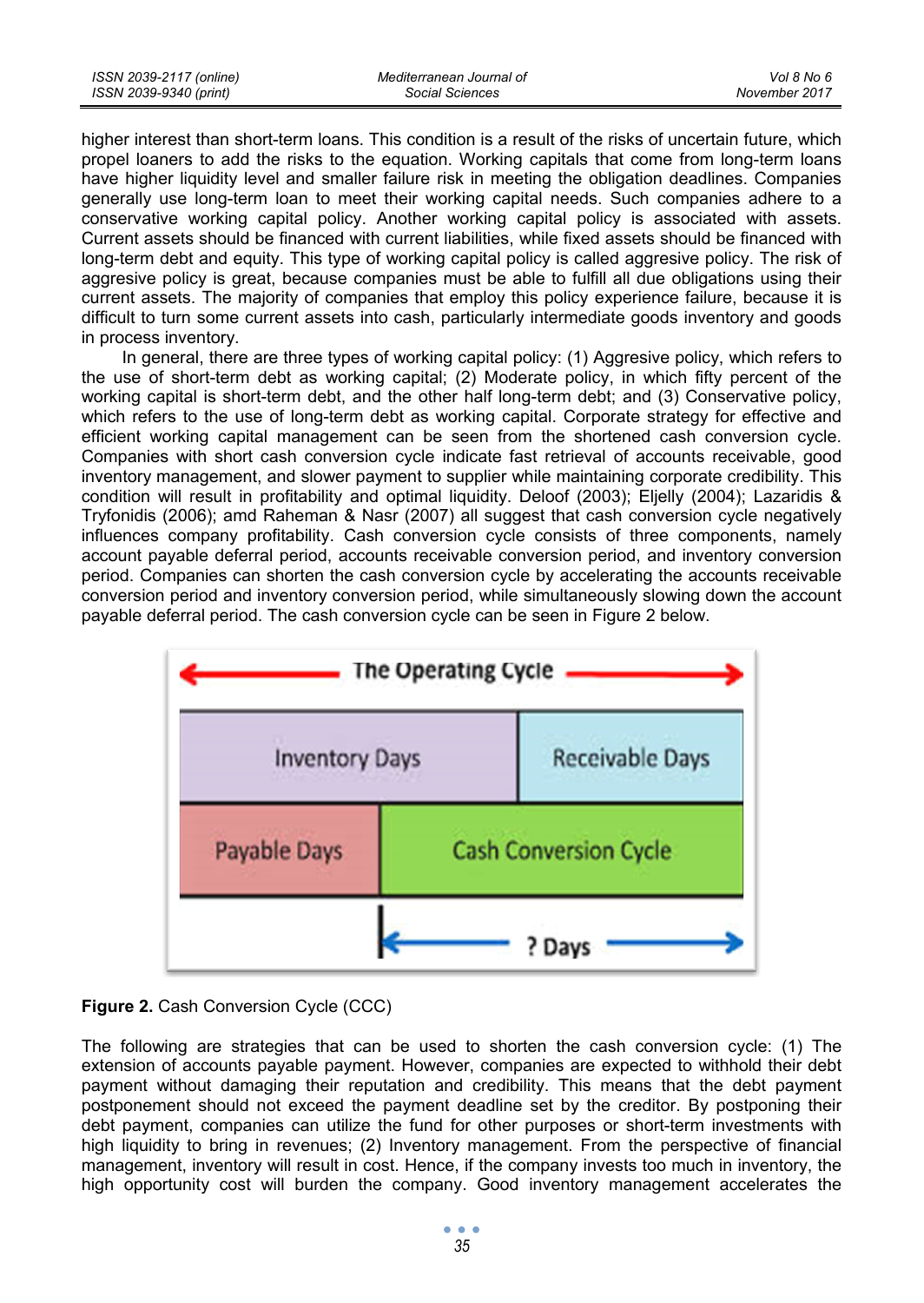higher interest than short-term loans. This condition is a result of the risks of uncertain future, which propel loaners to add the risks to the equation. Working capitals that come from long-term loans have higher liquidity level and smaller failure risk in meeting the obligation deadlines. Companies generally use long-term loan to meet their working capital needs. Such companies adhere to a conservative working capital policy. Another working capital policy is associated with assets. Current assets should be financed with current liabilities, while fixed assets should be financed with long-term debt and equity. This type of working capital policy is called aggresive policy. The risk of aggresive policy is great, because companies must be able to fulfill all due obligations using their current assets. The majority of companies that employ this policy experience failure, because it is difficult to turn some current assets into cash, particularly intermediate goods inventory and goods in process inventory.

In general, there are three types of working capital policy: (1) Aggresive policy, which refers to the use of short-term debt as working capital; (2) Moderate policy, in which fifty percent of the working capital is short-term debt, and the other half long-term debt; and (3) Conservative policy, which refers to the use of long-term debt as working capital. Corporate strategy for effective and efficient working capital management can be seen from the shortened cash conversion cycle. Companies with short cash conversion cycle indicate fast retrieval of accounts receivable, good inventory management, and slower payment to supplier while maintaining corporate credibility. This condition will result in profitability and optimal liquidity. Deloof (2003); Eljelly (2004); Lazaridis & Tryfonidis (2006); amd Raheman & Nasr (2007) all suggest that cash conversion cycle negatively influences company profitability. Cash conversion cycle consists of three components, namely account payable deferral period, accounts receivable conversion period, and inventory conversion period. Companies can shorten the cash conversion cycle by accelerating the accounts receivable conversion period and inventory conversion period, while simultaneously slowing down the account payable deferral period. The cash conversion cycle can be seen in Figure 2 below.

| The Operating Cycle | |
|---|---|
| Inventory Days | Receivable Days |
| Payable Days | Cash Conversion Cycle |
| | ? Days |

**Figure 2.** Cash Conversion Cycle (CCC)

The following are strategies that can be used to shorten the cash conversion cycle: (1) The extension of accounts payable payment. However, companies are expected to withhold their debt payment without damaging their reputation and credibility. This means that the debt payment postponement should not exceed the payment deadline set by the creditor. By postponing their debt payment, companies can utilize the fund for other purposes or short-term investments with high liquidity to bring in revenues; (2) Inventory management. From the perspective of financial management, inventory will result in cost. Hence, if the company invests too much in inventory, the high opportunity cost will burden the company. Good inventory management accelerates the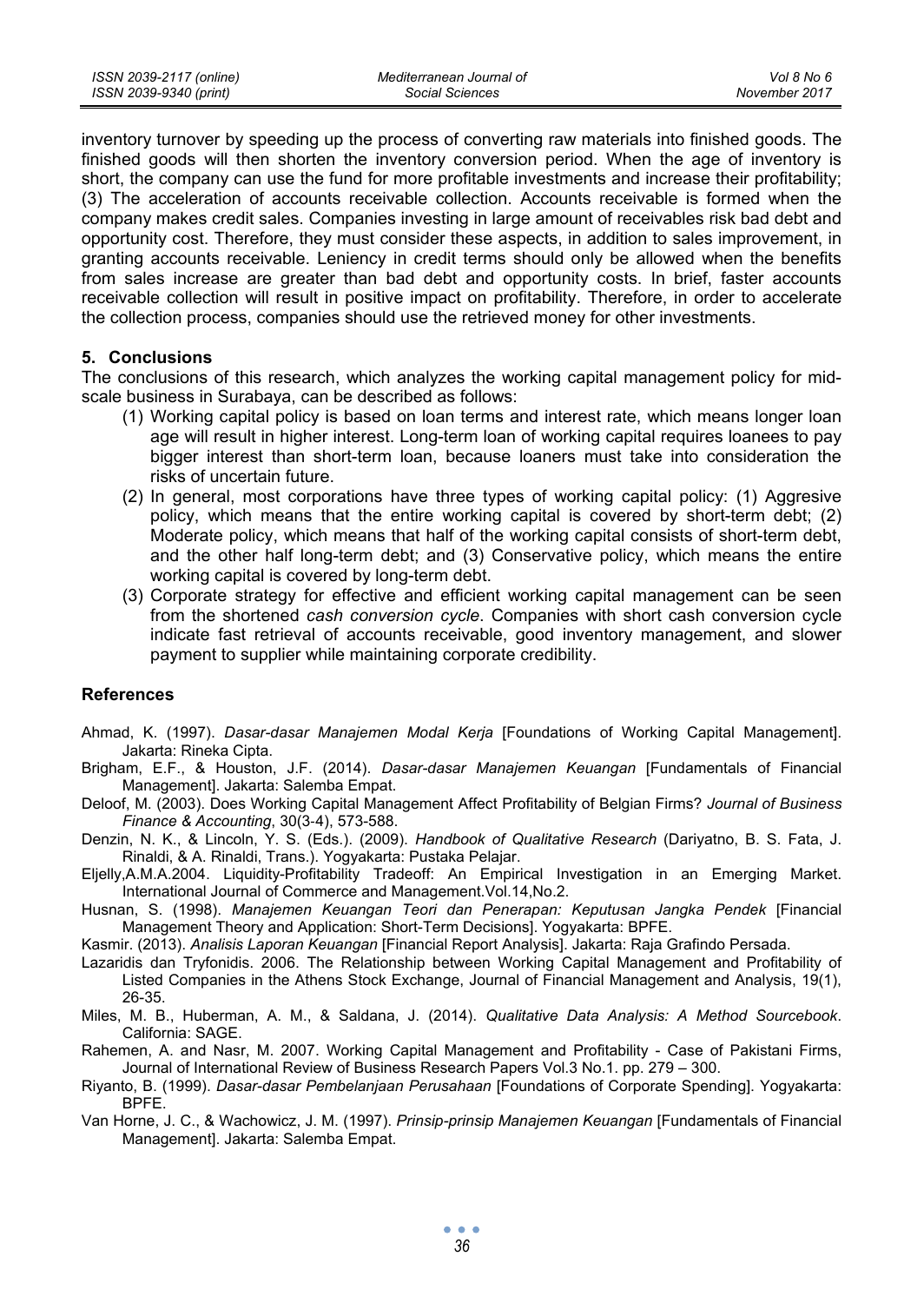inventory turnover by speeding up the process of converting raw materials into finished goods. The finished goods will then shorten the inventory conversion period. When the age of inventory is short, the company can use the fund for more profitable investments and increase their profitability; (3) The acceleration of accounts receivable collection. Accounts receivable is formed when the company makes credit sales. Companies investing in large amount of receivables risk bad debt and opportunity cost. Therefore, they must consider these aspects, in addition to sales improvement, in granting accounts receivable. Leniency in credit terms should only be allowed when the benefits from sales increase are greater than bad debt and opportunity costs. In brief, faster accounts receivable collection will result in positive impact on profitability. Therefore, in order to accelerate the collection process, companies should use the retrieved money for other investments.

## 5. Conclusions

The conclusions of this research, which analyzes the working capital management policy for mid-scale business in Surabaya, can be described as follows:

(1) Working capital policy is based on loan terms and interest rate, which means longer loan age will result in higher interest. Long-term loan of working capital requires loanees to pay bigger interest than short-term loan, because loaners must take into consideration the risks of uncertain future.

(2) In general, most corporations have three types of working capital policy: (1) Aggresive policy, which means that the entire working capital is covered by short-term debt; (2) Moderate policy, which means that half of the working capital consists of short-term debt, and the other half long-term debt; and (3) Conservative policy, which means the entire working capital is covered by long-term debt.

(3) Corporate strategy for effective and efficient working capital management can be seen from the shortened *cash conversion cycle*. Companies with short cash conversion cycle indicate fast retrieval of accounts receivable, good inventory management, and slower payment to supplier while maintaining corporate credibility.

## References

Ahmad, K. (1997). *Dasar-dasar Manajemen Modal Kerja* [Foundations of Working Capital Management]. Jakarta: Rineka Cipta.

Brigham, E.F., & Houston, J.F. (2014). *Dasar-dasar Manajemen Keuangan* [Fundamentals of Financial Management]. Jakarta: Salemba Empat.

Deloof, M. (2003). Does Working Capital Management Affect Profitability of Belgian Firms? *Journal of Business Finance & Accounting*, 30(3-4), 573-588.

Denzin, N. K., & Lincoln, Y. S. (Eds.). (2009). *Handbook of Qualitative Research* (Dariyatno, B. S. Fata, J. Rinaldi, & A. Rinaldi, Trans.). Yogyakarta: Pustaka Pelajar.

Eljelly,A.M.A.2004. Liquidity-Profitability Tradeoff: An Empirical Investigation in an Emerging Market. International Journal of Commerce and Management.Vol.14,No.2.

Husnan, S. (1998). *Manajemen Keuangan Teori dan Penerapan: Keputusan Jangka Pendek* [Financial Management Theory and Application: Short-Term Decisions]. Yogyakarta: BPFE.

Kasmir. (2013). *Analisis Laporan Keuangan* [Financial Report Analysis]. Jakarta: Raja Grafindo Persada.

Lazaridis dan Tryfonidis. 2006. The Relationship between Working Capital Management and Profitability of Listed Companies in the Athens Stock Exchange, Journal of Financial Management and Analysis, 19(1), 26-35.

Miles, M. B., Huberman, A. M., & Saldana, J. (2014). *Qualitative Data Analysis: A Method Sourcebook*. California: SAGE.

Rahemen, A. and Nasr, M. 2007. Working Capital Management and Profitability - Case of Pakistani Firms, Journal of International Review of Business Research Papers Vol.3 No.1. pp. 279 – 300.

Riyanto, B. (1999). *Dasar-dasar Pembelanjaan Perusahaan* [Foundations of Corporate Spending]. Yogyakarta: BPFE.

Van Horne, J. C., & Wachowicz, J. M. (1997). *Prinsip-prinsip Manajemen Keuangan* [Fundamentals of Financial Management]. Jakarta: Salemba Empat.